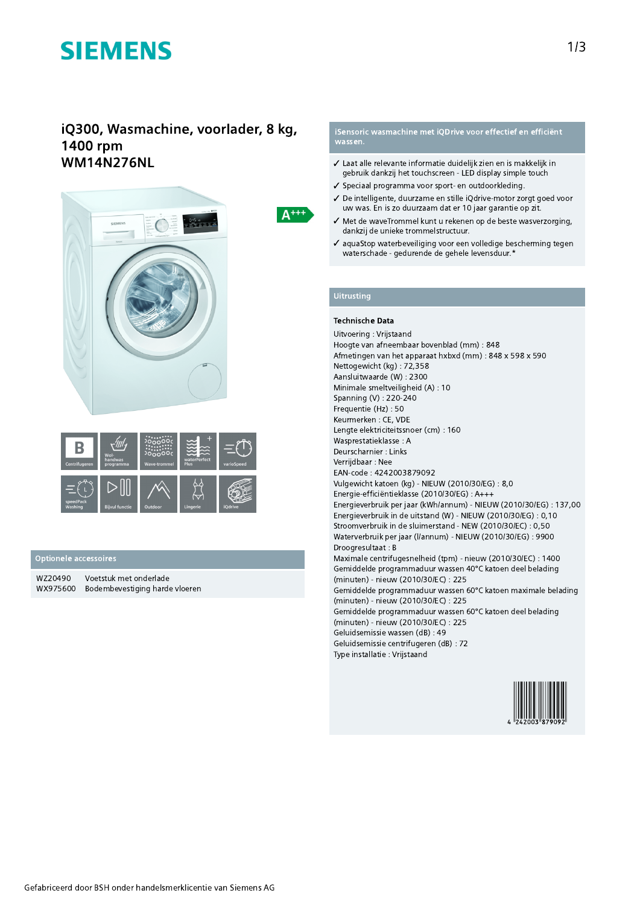SIEMENS

# iQ300, Wasmachine, voorlader, 8 kg, 1400 rpm
# WM14N276NL

A+++

B Centrifugeren | Wol-handwas programma | Wave-trommel | waterPerfect Plus | varioSpeed | speedPack Washing | Bijvul functie | Outdoor | Lingerie | iQdrive

## Optionele accessoires

| | |
|---|---|
| WZ20490 | Voetstuk met onderlade |
| WX975600 | Bodembevestiging harde vloeren |

## iSensoric wasmachine met iQDrive voor effectief en efficiënt wassen.

- ✓ Laat alle relevante informatie duidelijk zien en is makkelijk in gebruik dankzij het touchscreen - LED display simple touch
- ✓ Speciaal programma voor sport- en outdoorkleding.
- ✓ De intelligente, duurzame en stille iQdrive-motor zorgt goed voor uw was. En is zo duurzaam dat er 10 jaar garantie op zit.
- ✓ Met de waveTrommel kunt u rekenen op de beste wasverzorging, dankzij de unieke trommelstructuur.
- ✓ aquaStop waterbeveiliging voor een volledige bescherming tegen waterschade - gedurende de gehele levensduur.*

## Uitrusting

### Technische Data

Uitvoering : Vrijstaand
Hoogte van afneembaar bovenblad (mm) : 848
Afmetingen van het apparaat hxbxd (mm) : 848 x 598 x 590
Nettogewicht (kg) : 72,358
Aansluitwaarde (W) : 2300
Minimale smeltveiligheid (A) : 10
Spanning (V) : 220-240
Frequentie (Hz) : 50
Keurmerken : CE, VDE
Lengte elektriciteitssnoer (cm) : 160
Wasprestatieklasse : A
Deurscharnier : Links
Verrijdbaar : Nee
EAN-code : 4242003879092
Vulgewicht katoen (kg) - NIEUW (2010/30/EG) : 8,0
Energie-efficiëntieklasse (2010/30/EG) : A+++
Energieverbruik per jaar (kWh/annum) - NIEUW (2010/30/EG) : 137,00
Energieverbruik in de uitstand (W) - NIEUW (2010/30/EG) : 0,10
Stroomverbruik in de sluimerstand - NEW (2010/30/EC) : 0,50
Waterverbruik per jaar (l/annum) - NIEUW (2010/30/EG) : 9900
Droogresultaat : B
Maximale centrifugesnelheid (tpm) - nieuw (2010/30/EC) : 1400
Gemiddelde programmaduur wassen 40°C katoen deel belading (minuten) - nieuw (2010/30/EC) : 225
Gemiddelde programmaduur wassen 60°C katoen maximale belading (minuten) - nieuw (2010/30/EC) : 225
Gemiddelde programmaduur wassen 60°C katoen deel belading (minuten) - nieuw (2010/30/EC) : 225
Geluidsemissie wassen (dB) : 49
Geluidsemissie centrifugeren (dB) : 72
Type installatie : Vrijstaand

4 242003 879092

Gefabriceerd door BSH onder handelsmerklicentie van Siemens AG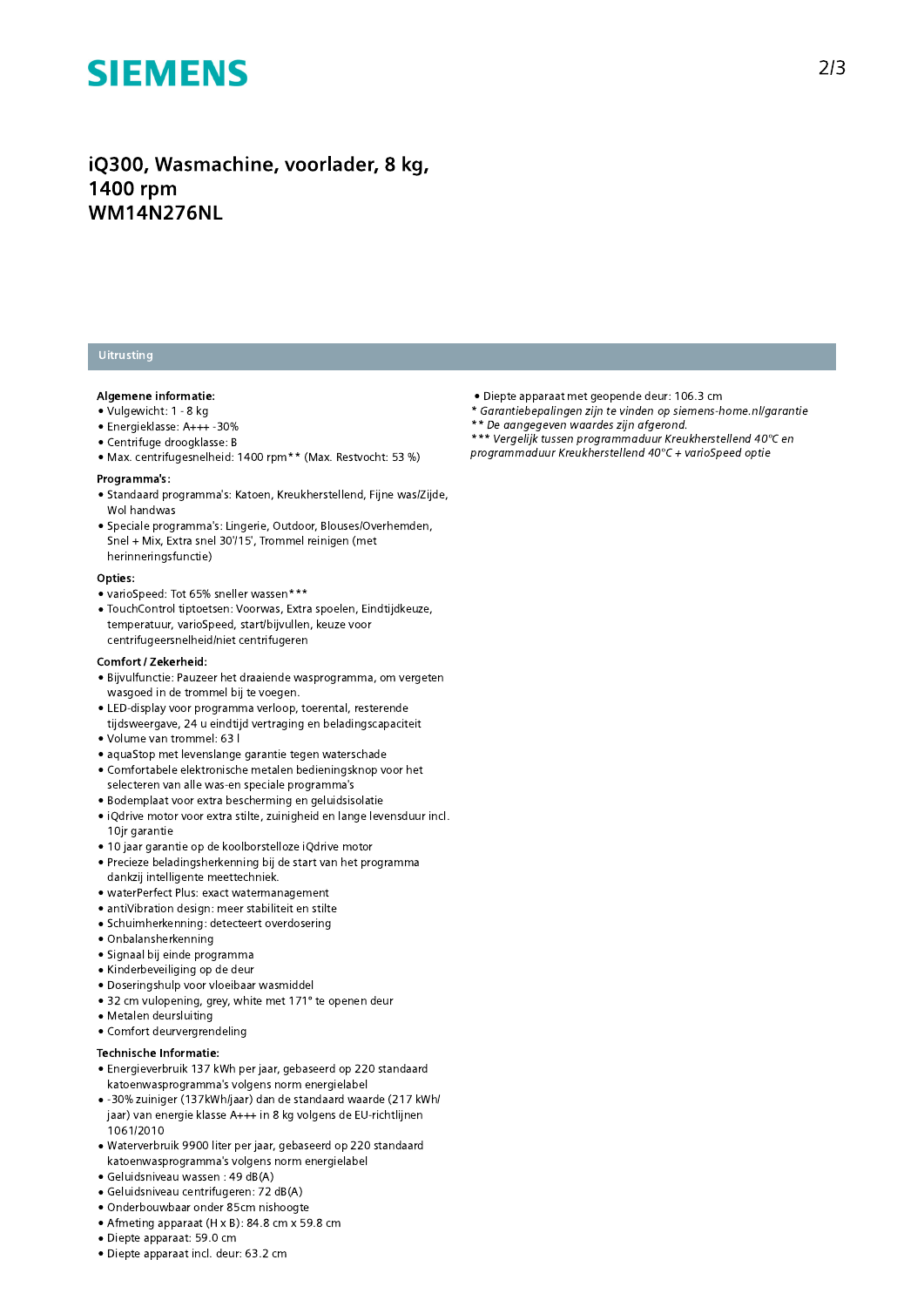# iQ300, Wasmachine, voorlader, 8 kg, 1400 rpm
# WM14N276NL

## Uitrusting

**Algemene informatie:**

- Vulgewicht: 1 - 8 kg
- Energieklasse: A+++ -30%
- Centrifuge droogklasse: B
- Max. centrifugesnelheid: 1400 rpm** (Max. Restvocht: 53 %)

**Programma's:**

- Standaard programma's: Katoen, Kreukherstellend, Fijne was/Zijde, Wol handwas
- Speciale programma's: Lingerie, Outdoor, Blouses/Overhemden, Snel + Mix, Extra snel 30'/15', Trommel reinigen (met herinneringsfunctie)

**Opties:**

- varioSpeed: Tot 65% sneller wassen***
- TouchControl tiptoetsen: Voorwas, Extra spoelen, Eindtijdkeuze, temperatuur, varioSpeed, start/bijvullen, keuze voor centrifugeersnelheid/niet centrifugeren

**Comfort / Zekerheid:**

- Bijvulfunctie: Pauzeer het draaiende wasprogramma, om vergeten wasgoed in de trommel bij te voegen.
- LED-display voor programma verloop, toerental, resterende tijdsweergave, 24 u eindtijd vertraging en beladingscapaciteit
- Volume van trommel: 63 l
- aquaStop met levenslange garantie tegen waterschade
- Comfortabele elektronische metalen bedieningsknop voor het selecteren van alle was-en speciale programma's
- Bodemplaat voor extra bescherming en geluidsisolatie
- iQdrive motor voor extra stilte, zuinigheid en lange levensduur incl. 10jr garantie
- 10 jaar garantie op de koolborstelloze iQdrive motor
- Precieze beladingsherkenning bij de start van het programma dankzij intelligente meettechniek.
- waterPerfect Plus: exact watermanagement
- antiVibration design: meer stabiliteit en stilte
- Schuimherkenning: detecteert overdosering
- Onbalansherkenning
- Signaal bij einde programma
- Kinderbeveiliging op de deur
- Doseringshulp voor vloeibaar wasmiddel
- 32 cm vulopening, grey, white met 171° te openen deur
- Metalen deursluiting
- Comfort deurvergrendeling

**Technische Informatie:**

- Energieverbruik 137 kWh per jaar, gebaseerd op 220 standaard katoenwasprogramma's volgens norm energielabel
- -30% zuiniger (137kWh/jaar) dan de standaard waarde (217 kWh/jaar) van energie klasse A+++ in 8 kg volgens de EU-richtlijnen 1061/2010
- Waterverbruik 9900 liter per jaar, gebaseerd op 220 standaard katoenwasprogramma's volgens norm energielabel
- Geluidsniveau wassen : 49 dB(A)
- Geluidsniveau centrifugeren: 72 dB(A)
- Onderbouwbaar onder 85cm nishoogte
- Afmeting apparaat (H x B): 84.8 cm x 59.8 cm
- Diepte apparaat: 59.0 cm
- Diepte apparaat incl. deur: 63.2 cm
- Diepte apparaat met geopende deur: 106.3 cm

*\* Garantiebepalingen zijn te vinden op siemens-home.nl/garantie*

*\*\* De aangegeven waardes zijn afgerond.*

*\*\*\* Vergelijk tussen programmaduur Kreukherstellend 40°C en programmaduur Kreukherstellend 40°C + varioSpeed optie*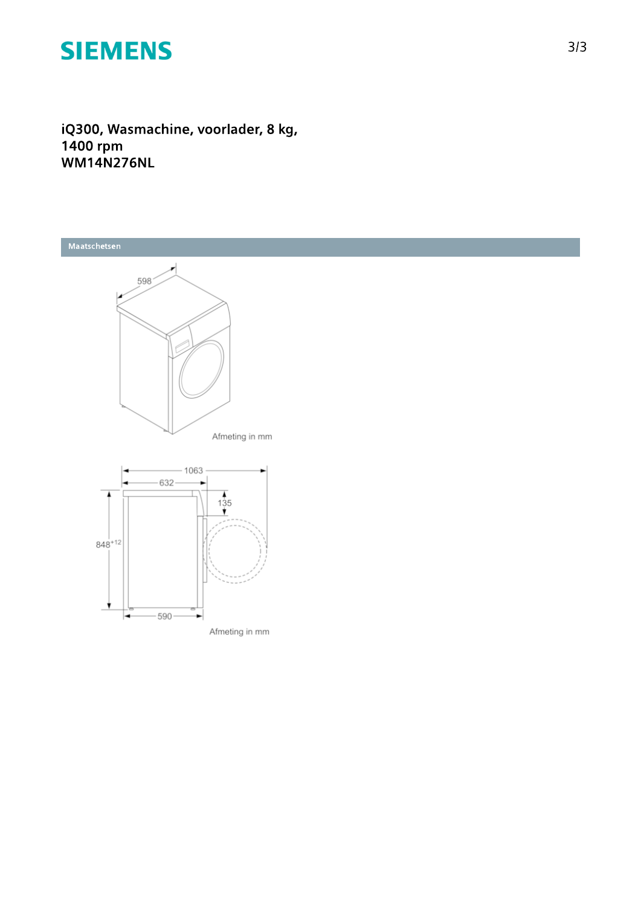# iQ300, Wasmachine, voorlader, 8 kg, 1400 rpm
# WM14N276NL

## Maatschetsen

598

Afmeting in mm

1063

632

135

848+12

590

Afmeting in mm